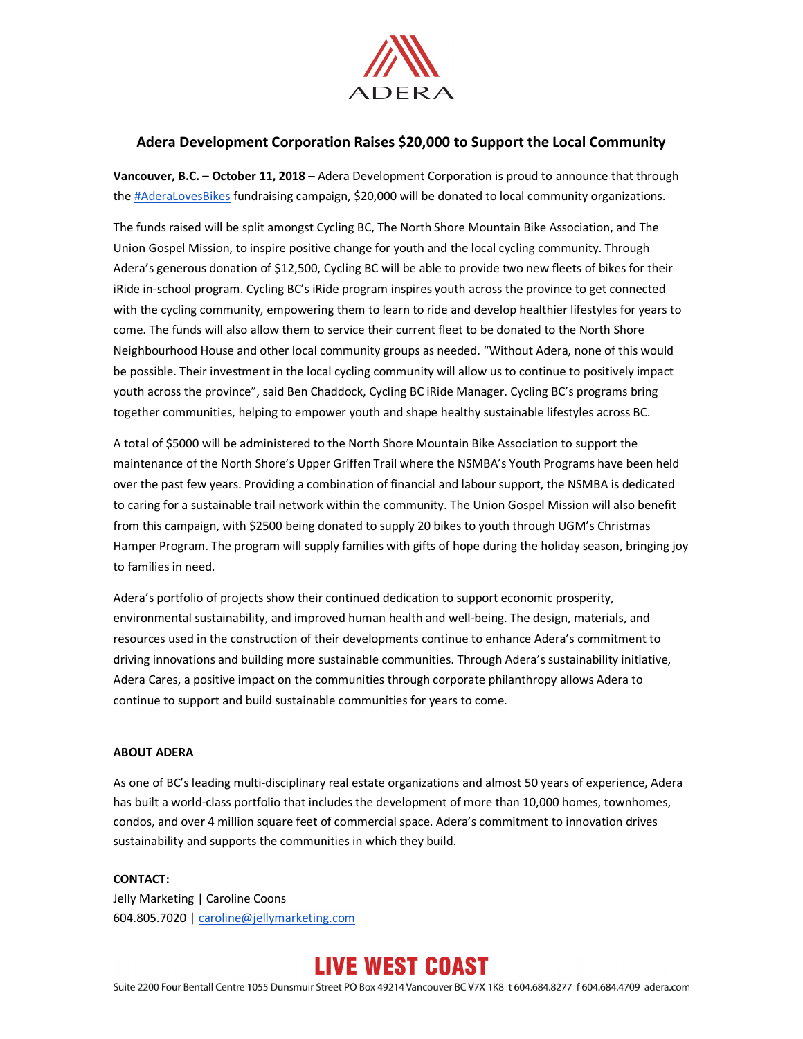ADERA

## Adera Development Corporation Raises $20,000 to Support the Local Community

**Vancouver, B.C. – October 11, 2018** – Adera Development Corporation is proud to announce that through the #AderaLovesBikes fundraising campaign, $20,000 will be donated to local community organizations.

The funds raised will be split amongst Cycling BC, The North Shore Mountain Bike Association, and The Union Gospel Mission, to inspire positive change for youth and the local cycling community. Through Adera's generous donation of $12,500, Cycling BC will be able to provide two new fleets of bikes for their iRide in-school program. Cycling BC's iRide program inspires youth across the province to get connected with the cycling community, empowering them to learn to ride and develop healthier lifestyles for years to come. The funds will also allow them to service their current fleet to be donated to the North Shore Neighbourhood House and other local community groups as needed. "Without Adera, none of this would be possible. Their investment in the local cycling community will allow us to continue to positively impact youth across the province", said Ben Chaddock, Cycling BC iRide Manager. Cycling BC's programs bring together communities, helping to empower youth and shape healthy sustainable lifestyles across BC.

A total of $5000 will be administered to the North Shore Mountain Bike Association to support the maintenance of the North Shore's Upper Griffen Trail where the NSMBA's Youth Programs have been held over the past few years. Providing a combination of financial and labour support, the NSMBA is dedicated to caring for a sustainable trail network within the community. The Union Gospel Mission will also benefit from this campaign, with $2500 being donated to supply 20 bikes to youth through UGM's Christmas Hamper Program. The program will supply families with gifts of hope during the holiday season, bringing joy to families in need.

Adera's portfolio of projects show their continued dedication to support economic prosperity, environmental sustainability, and improved human health and well-being. The design, materials, and resources used in the construction of their developments continue to enhance Adera's commitment to driving innovations and building more sustainable communities. Through Adera's sustainability initiative, Adera Cares, a positive impact on the communities through corporate philanthropy allows Adera to continue to support and build sustainable communities for years to come.

**ABOUT ADERA**

As one of BC's leading multi-disciplinary real estate organizations and almost 50 years of experience, Adera has built a world-class portfolio that includes the development of more than 10,000 homes, townhomes, condos, and over 4 million square feet of commercial space. Adera's commitment to innovation drives sustainability and supports the communities in which they build.

**CONTACT:**
Jelly Marketing | Caroline Coons
604.805.7020 | caroline@jellymarketing.com

**LIVE WEST COAST**

Suite 2200 Four Bentall Centre 1055 Dunsmuir Street PO Box 49214 Vancouver BC V7X 1K8 t 604.684.8277 f 604.684.4709 adera.com